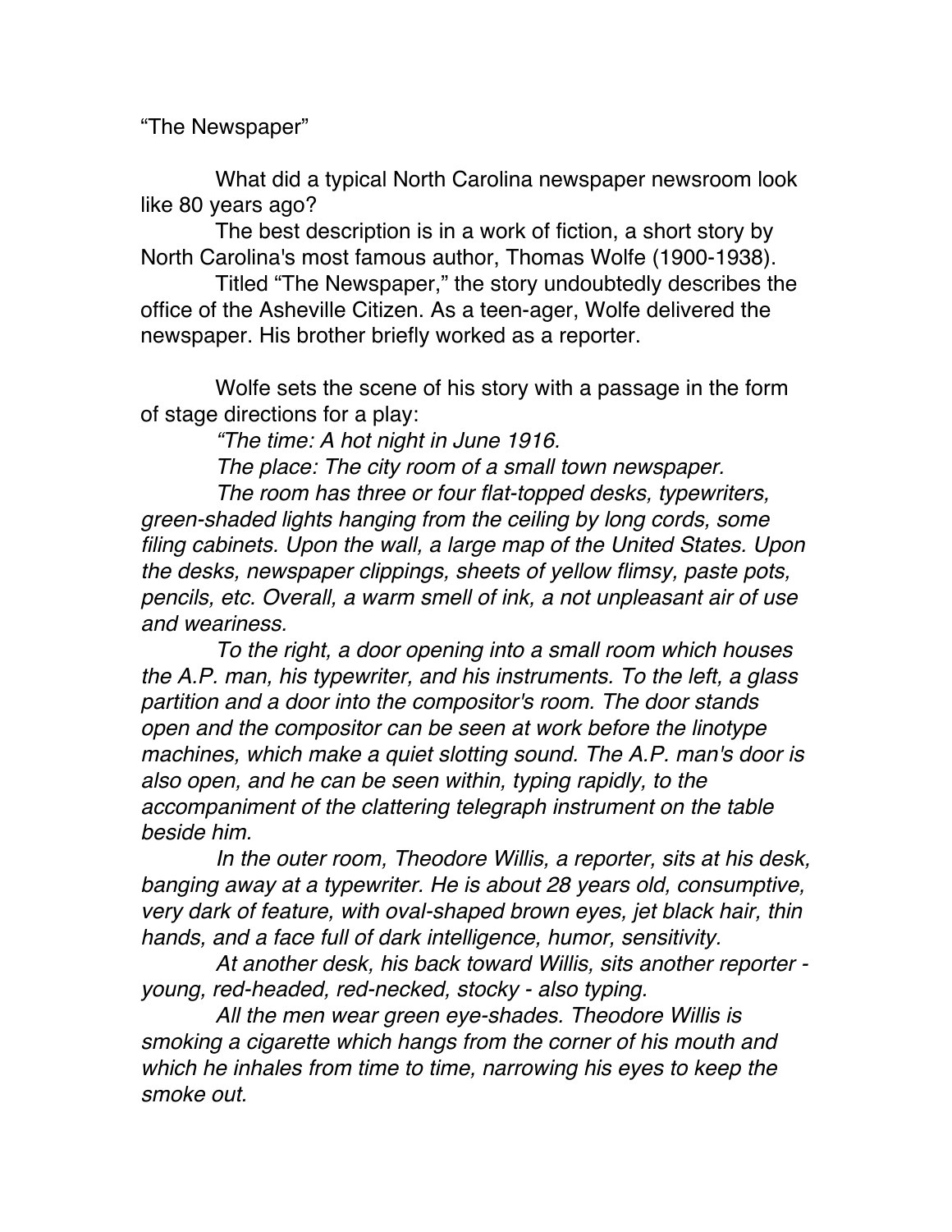# "The Newspaper"

What did a typical North Carolina newspaper newsroom look like 80 years ago?

The best description is in a work of fiction, a short story by North Carolina's most famous author, Thomas Wolfe (1900-1938).

Titled "The Newspaper," the story undoubtedly describes the office of the Asheville Citizen. As a teen-ager, Wolfe delivered the newspaper. His brother briefly worked as a reporter.

Wolfe sets the scene of his story with a passage in the form of stage directions for a play:

*"The time: A hot night in June 1916.*

*The place: The city room of a small town newspaper.*

*The room has three or four flat-topped desks, typewriters, green-shaded lights hanging from the ceiling by long cords, some filing cabinets. Upon the wall, a large map of the United States. Upon the desks, newspaper clippings, sheets of yellow flimsy, paste pots, pencils, etc. Overall, a warm smell of ink, a not unpleasant air of use and weariness.*

*To the right, a door opening into a small room which houses the A.P. man, his typewriter, and his instruments. To the left, a glass partition and a door into the compositor's room. The door stands open and the compositor can be seen at work before the linotype machines, which make a quiet slotting sound. The A.P. man's door is also open, and he can be seen within, typing rapidly, to the accompaniment of the clattering telegraph instrument on the table beside him.*

*In the outer room, Theodore Willis, a reporter, sits at his desk, banging away at a typewriter. He is about 28 years old, consumptive, very dark of feature, with oval-shaped brown eyes, jet black hair, thin hands, and a face full of dark intelligence, humor, sensitivity.*

*At another desk, his back toward Willis, sits another reporter - young, red-headed, red-necked, stocky - also typing.*

*All the men wear green eye-shades. Theodore Willis is smoking a cigarette which hangs from the corner of his mouth and which he inhales from time to time, narrowing his eyes to keep the smoke out.*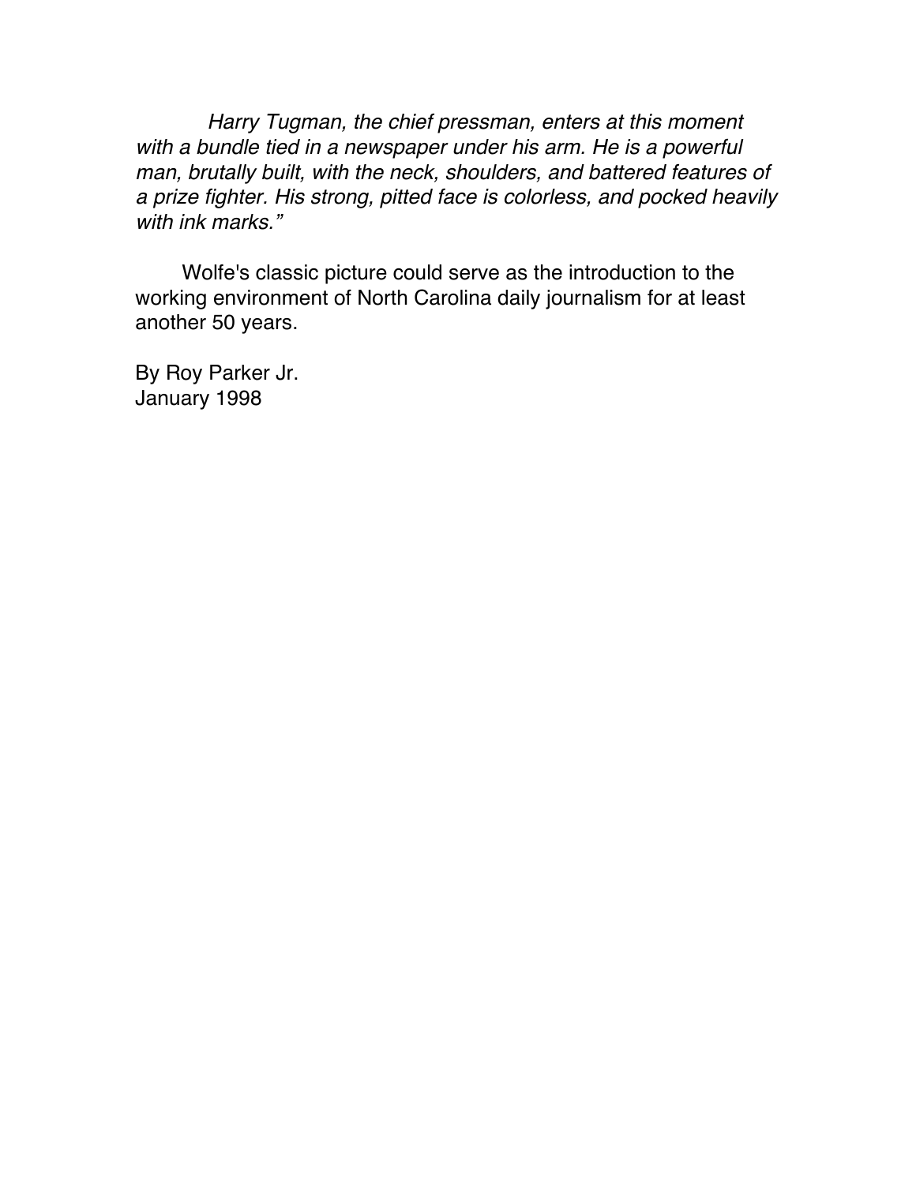*Harry Tugman, the chief pressman, enters at this moment with a bundle tied in a newspaper under his arm. He is a powerful man, brutally built, with the neck, shoulders, and battered features of a prize fighter. His strong, pitted face is colorless, and pocked heavily with ink marks.”*

Wolfe's classic picture could serve as the introduction to the working environment of North Carolina daily journalism for at least another 50 years.

By Roy Parker Jr.
January 1998